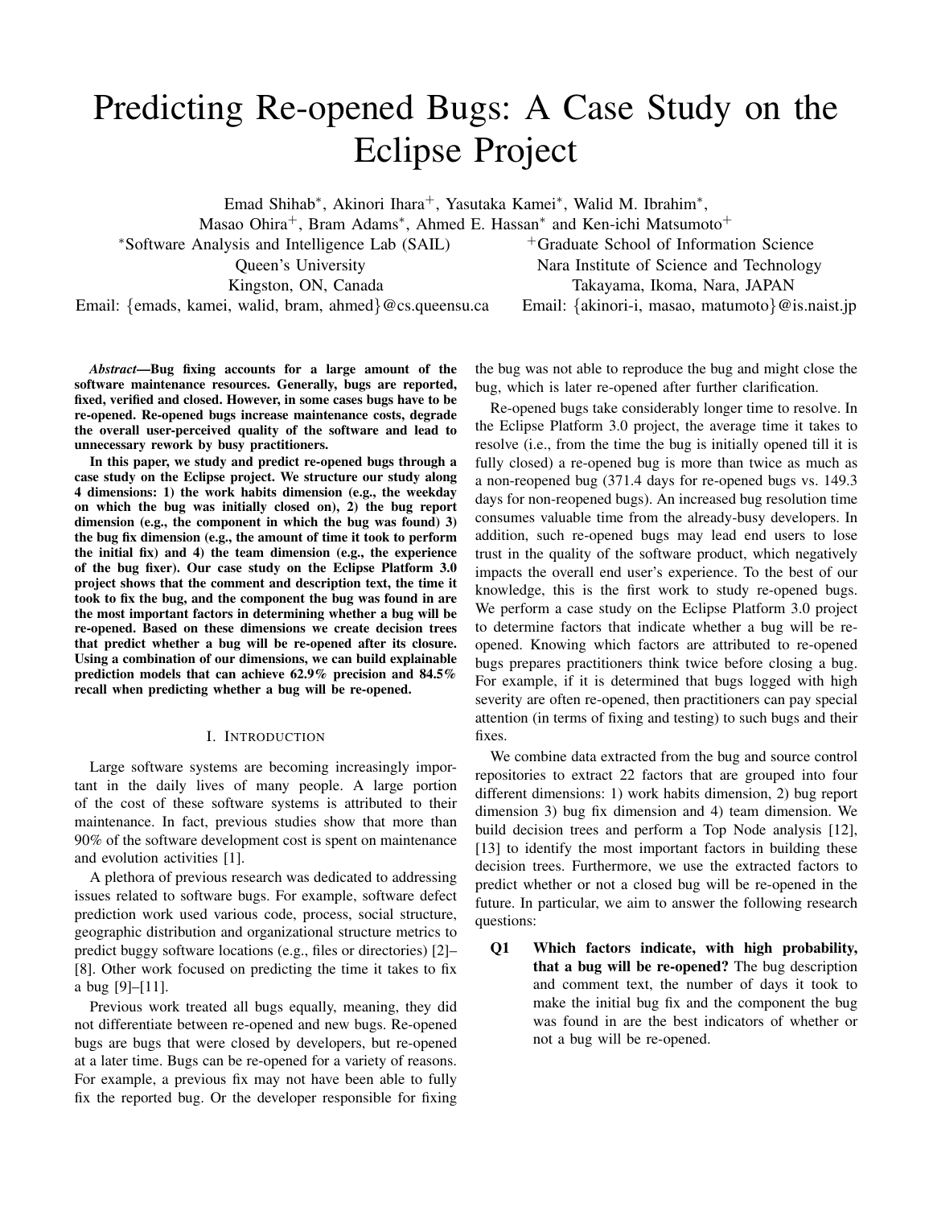# Predicting Re-opened Bugs: A Case Study on the Eclipse Project

Emad Shihab*, Akinori Ihara+, Yasutaka Kamei*, Walid M. Ibrahim*, Masao Ohira+, Bram Adams*, Ahmed E. Hassan* and Ken-ichi Matsumoto+

*Software Analysis and Intelligence Lab (SAIL)
Queen's University
Kingston, ON, Canada
Email: {emads, kamei, walid, bram, ahmed}@cs.queensu.ca

+Graduate School of Information Science
Nara Institute of Science and Technology
Takayama, Ikoma, Nara, JAPAN
Email: {akinori-i, masao, matumoto}@is.naist.jp

***Abstract*—Bug fixing accounts for a large amount of the software maintenance resources. Generally, bugs are reported, fixed, verified and closed. However, in some cases bugs have to be re-opened. Re-opened bugs increase maintenance costs, degrade the overall user-perceived quality of the software and lead to unnecessary rework by busy practitioners.**

**In this paper, we study and predict re-opened bugs through a case study on the Eclipse project. We structure our study along 4 dimensions: 1) the work habits dimension (e.g., the weekday on which the bug was initially closed on), 2) the bug report dimension (e.g., the component in which the bug was found) 3) the bug fix dimension (e.g., the amount of time it took to perform the initial fix) and 4) the team dimension (e.g., the experience of the bug fixer). Our case study on the Eclipse Platform 3.0 project shows that the comment and description text, the time it took to fix the bug, and the component the bug was found in are the most important factors in determining whether a bug will be re-opened. Based on these dimensions we create decision trees that predict whether a bug will be re-opened after its closure. Using a combination of our dimensions, we can build explainable prediction models that can achieve 62.9% precision and 84.5% recall when predicting whether a bug will be re-opened.**

## I. Introduction

Large software systems are becoming increasingly important in the daily lives of many people. A large portion of the cost of these software systems is attributed to their maintenance. In fact, previous studies show that more than 90% of the software development cost is spent on maintenance and evolution activities [1].

A plethora of previous research was dedicated to addressing issues related to software bugs. For example, software defect prediction work used various code, process, social structure, geographic distribution and organizational structure metrics to predict buggy software locations (e.g., files or directories) [2]–[8]. Other work focused on predicting the time it takes to fix a bug [9]–[11].

Previous work treated all bugs equally, meaning, they did not differentiate between re-opened and new bugs. Re-opened bugs are bugs that were closed by developers, but re-opened at a later time. Bugs can be re-opened for a variety of reasons. For example, a previous fix may not have been able to fully fix the reported bug. Or the developer responsible for fixing the bug was not able to reproduce the bug and might close the bug, which is later re-opened after further clarification.

Re-opened bugs take considerably longer time to resolve. In the Eclipse Platform 3.0 project, the average time it takes to resolve (i.e., from the time the bug is initially opened till it is fully closed) a re-opened bug is more than twice as much as a non-reopened bug (371.4 days for re-opened bugs vs. 149.3 days for non-reopened bugs). An increased bug resolution time consumes valuable time from the already-busy developers. In addition, such re-opened bugs may lead end users to lose trust in the quality of the software product, which negatively impacts the overall end user's experience. To the best of our knowledge, this is the first work to study re-opened bugs. We perform a case study on the Eclipse Platform 3.0 project to determine factors that indicate whether a bug will be re-opened. Knowing which factors are attributed to re-opened bugs prepares practitioners think twice before closing a bug. For example, if it is determined that bugs logged with high severity are often re-opened, then practitioners can pay special attention (in terms of fixing and testing) to such bugs and their fixes.

We combine data extracted from the bug and source control repositories to extract 22 factors that are grouped into four different dimensions: 1) work habits dimension, 2) bug report dimension 3) bug fix dimension and 4) team dimension. We build decision trees and perform a Top Node analysis [12], [13] to identify the most important factors in building these decision trees. Furthermore, we use the extracted factors to predict whether or not a closed bug will be re-opened in the future. In particular, we aim to answer the following research questions:

**Q1 Which factors indicate, with high probability, that a bug will be re-opened?** The bug description and comment text, the number of days it took to make the initial bug fix and the component the bug was found in are the best indicators of whether or not a bug will be re-opened.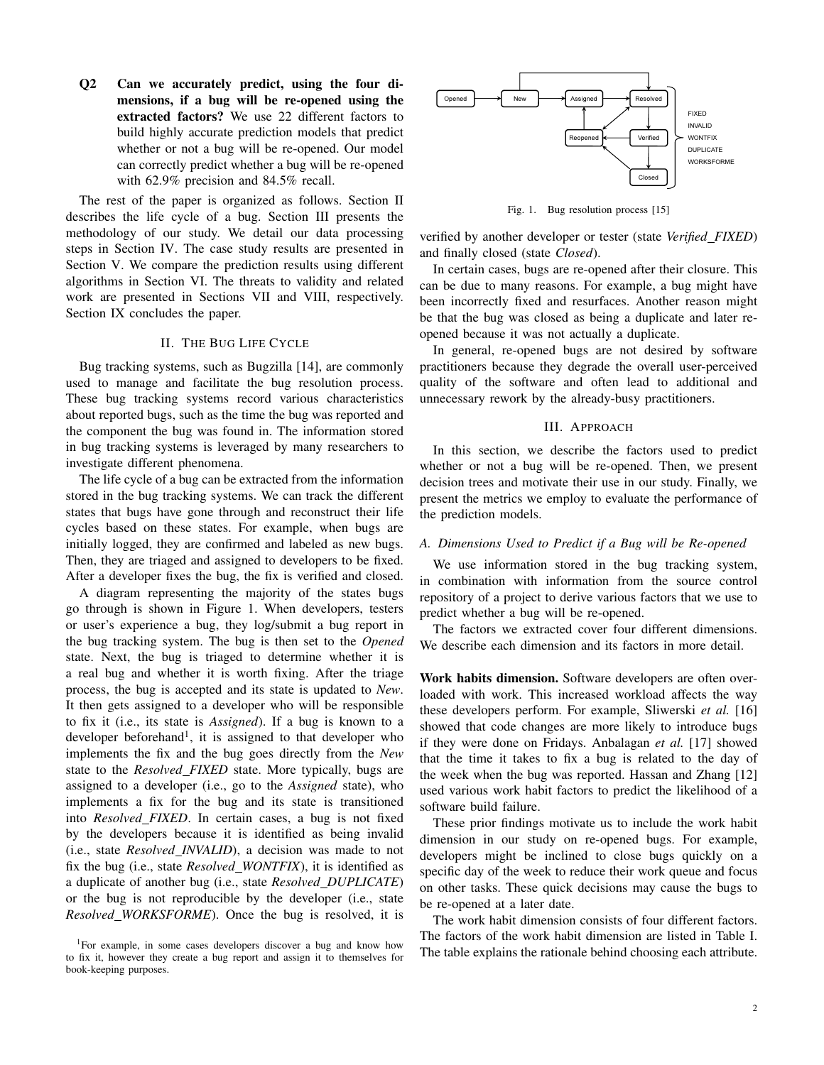**Q2 Can we accurately predict, using the four dimensions, if a bug will be re-opened using the extracted factors?** We use 22 different factors to build highly accurate prediction models that predict whether or not a bug will be re-opened. Our model can correctly predict whether a bug will be re-opened with 62.9% precision and 84.5% recall.

The rest of the paper is organized as follows. Section II describes the life cycle of a bug. Section III presents the methodology of our study. We detail our data processing steps in Section IV. The case study results are presented in Section V. We compare the prediction results using different algorithms in Section VI. The threats to validity and related work are presented in Sections VII and VIII, respectively. Section IX concludes the paper.

## II. The Bug Life Cycle

Bug tracking systems, such as Bugzilla [14], are commonly used to manage and facilitate the bug resolution process. These bug tracking systems record various characteristics about reported bugs, such as the time the bug was reported and the component the bug was found in. The information stored in bug tracking systems is leveraged by many researchers to investigate different phenomena.

The life cycle of a bug can be extracted from the information stored in the bug tracking systems. We can track the different states that bugs have gone through and reconstruct their life cycles based on these states. For example, when bugs are initially logged, they are confirmed and labeled as new bugs. Then, they are triaged and assigned to developers to be fixed. After a developer fixes the bug, the fix is verified and closed.

A diagram representing the majority of the states bugs go through is shown in Figure 1. When developers, testers or user's experience a bug, they log/submit a bug report in the bug tracking system. The bug is then set to the *Opened* state. Next, the bug is triaged to determine whether it is a real bug and whether it is worth fixing. After the triage process, the bug is accepted and its state is updated to *New*. It then gets assigned to a developer who will be responsible to fix it (i.e., its state is *Assigned*). If a bug is known to a developer beforehand[1], it is assigned to that developer who implements the fix and the bug goes directly from the *New* state to the *Resolved_FIXED* state. More typically, bugs are assigned to a developer (i.e., go to the *Assigned* state), who implements a fix for the bug and its state is transitioned into *Resolved_FIXED*. In certain cases, a bug is not fixed by the developers because it is identified as being invalid (i.e., state *Resolved_INVALID*), a decision was made to not fix the bug (i.e., state *Resolved_WONTFIX*), it is identified as a duplicate of another bug (i.e., state *Resolved_DUPLICATE*) or the bug is not reproducible by the developer (i.e., state *Resolved_WORKSFORME*). Once the bug is resolved, it is verified by another developer or tester (state *Verified_FIXED*) and finally closed (state *Closed*).

[1]For example, in some cases developers discover a bug and know how to fix it, however they create a bug report and assign it to themselves for book-keeping purposes.

Opened → New → Assigned → Resolved; Reopened; Verified; Closed
FIXED, INVALID, WONTFIX, DUPLICATE, WORKSFORME

Fig. 1. Bug resolution process [15]

In certain cases, bugs are re-opened after their closure. This can be due to many reasons. For example, a bug might have been incorrectly fixed and resurfaces. Another reason might be that the bug was closed as being a duplicate and later re-opened because it was not actually a duplicate.

In general, re-opened bugs are not desired by software practitioners because they degrade the overall user-perceived quality of the software and often lead to additional and unnecessary rework by the already-busy practitioners.

## III. Approach

In this section, we describe the factors used to predict whether or not a bug will be re-opened. Then, we present decision trees and motivate their use in our study. Finally, we present the metrics we employ to evaluate the performance of the prediction models.

### A. Dimensions Used to Predict if a Bug will be Re-opened

We use information stored in the bug tracking system, in combination with information from the source control repository of a project to derive various factors that we use to predict whether a bug will be re-opened.

The factors we extracted cover four different dimensions. We describe each dimension and its factors in more detail.

**Work habits dimension.** Software developers are often overloaded with work. This increased workload affects the way these developers perform. For example, Sliwerski *et al.* [16] showed that code changes are more likely to introduce bugs if they were done on Fridays. Anbalagan *et al.* [17] showed that the time it takes to fix a bug is related to the day of the week when the bug was reported. Hassan and Zhang [12] used various work habit factors to predict the likelihood of a software build failure.

These prior findings motivate us to include the work habit dimension in our study on re-opened bugs. For example, developers might be inclined to close bugs quickly on a specific day of the week to reduce their work queue and focus on other tasks. These quick decisions may cause the bugs to be re-opened at a later date.

The work habit dimension consists of four different factors. The factors of the work habit dimension are listed in Table I. The table explains the rationale behind choosing each attribute.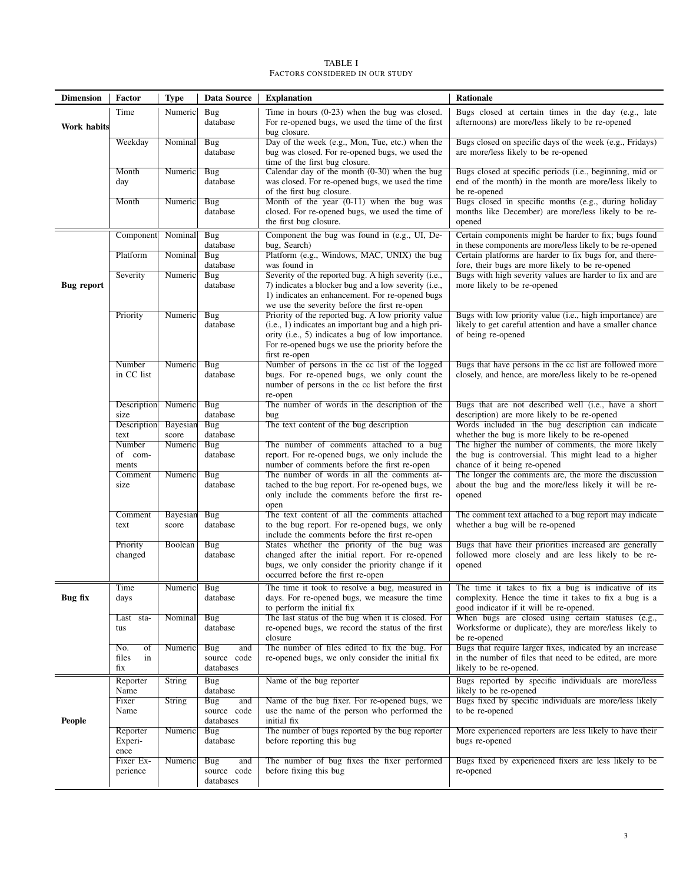TABLE I

Factors considered in our study

| Dimension | Factor | Type | Data Source | Explanation | Rationale |
|---|---|---|---|---|---|
| **Work habits** | Time | Numeric | Bug database | Time in hours (0-23) when the bug was closed. For re-opened bugs, we used the time of the first bug closure. | Bugs closed at certain times in the day (e.g., late afternoons) are more/less likely to be re-opened |
| | Weekday | Nominal | Bug database | Day of the week (e.g., Mon, Tue, etc.) when the bug was closed. For re-opened bugs, we used the time of the first bug closure. | Bugs closed on specific days of the week (e.g., Fridays) are more/less likely to be re-opened |
| | Month day | Numeric | Bug database | Calendar day of the month (0-30) when the bug was closed. For re-opened bugs, we used the time of the first bug closure. | Bugs closed at specific periods (i.e., beginning, mid or end of the month) in the month are more/less likely to be re-opened |
| | Month | Numeric | Bug database | Month of the year (0-11) when the bug was closed. For re-opened bugs, we used the time of the first bug closure. | Bugs closed in specific months (e.g., during holiday months like December) are more/less likely to be re-opened |
| **Bug report** | Component | Nominal | Bug database | Component the bug was found in (e.g., UI, Debug, Search) | Certain components might be harder to fix; bugs found in these components are more/less likely to be re-opened |
| | Platform | Nominal | Bug database | Platform (e.g., Windows, MAC, UNIX) the bug was found in | Certain platforms are harder to fix bugs for, and therefore, their bugs are more likely to be re-opened |
| | Severity | Numeric | Bug database | Severity of the reported bug. A high severity (i.e., 7) indicates a blocker bug and a low severity (i.e., 1) indicates an enhancement. For re-opened bugs we use the severity before the first re-open | Bugs with high severity values are harder to fix and are more likely to be re-opened |
| | Priority | Numeric | Bug database | Priority of the reported bug. A low priority value (i.e., 1) indicates an important bug and a high priority (i.e., 5) indicates a bug of low importance. For re-opened bugs we use the priority before the first re-open | Bugs with low priority value (i.e., high importance) are likely to get careful attention and have a smaller chance of being re-opened |
| | Number in CC list | Numeric | Bug database | Number of persons in the cc list of the logged bugs. For re-opened bugs, we only count the number of persons in the cc list before the first re-open | Bugs that have persons in the cc list are followed more closely, and hence, are more/less likely to be re-opened |
| | Description size | Numeric | Bug database | The number of words in the description of the bug | Bugs that are not described well (i.e., have a short description) are more likely to be re-opened |
| | Description text | Bayesian score | Bug database | The text content of the bug description | Words included in the bug description can indicate whether the bug is more likely to be re-opened |
| | Number of comments | Numeric | Bug database | The number of comments attached to a bug report. For re-opened bugs, we only include the number of comments before the first re-open | The higher the number of comments, the more likely the bug is controversial. This might lead to a higher chance of it being re-opened |
| | Comment size | Numeric | Bug database | The number of words in all the comments attached to the bug report. For re-opened bugs, we only include the comments before the first re-open | The longer the comments are, the more the discussion about the bug and the more/less likely it will be re-opened |
| | Comment text | Bayesian score | Bug database | The text content of all the comments attached to the bug report. For re-opened bugs, we only include the comments before the first re-open | The comment text attached to a bug report may indicate whether a bug will be re-opened |
| | Priority changed | Boolean | Bug database | States whether the priority of the bug was changed after the initial report. For re-opened bugs, we only consider the priority change if it occurred before the first re-open | Bugs that have their priorities increased are generally followed more closely and are less likely to be re-opened |
| **Bug fix** | Time days | Numeric | Bug database | The time it took to resolve a bug, measured in days. For re-opened bugs, we measure the time to perform the initial fix | The time it takes to fix a bug is indicative of its complexity. Hence the time it takes to fix a bug is a good indicator if it will be re-opened. |
| | Last status | Nominal | Bug database | The last status of the bug when it is closed. For re-opened bugs, we record the status of the first closure | When bugs are closed using certain statuses (e.g., Worksforme or duplicate), they are more/less likely to be re-opened |
| | No. of files in fix | Numeric | Bug and source code databases | The number of files edited to fix the bug. For re-opened bugs, we only consider the initial fix | Bugs that require larger fixes, indicated by an increase in the number of files that need to be edited, are more likely to be re-opened. |
| **People** | Reporter Name | String | Bug database | Name of the bug reporter | Bugs reported by specific individuals are more/less likely to be re-opened |
| | Fixer Name | String | Bug and source code databases | Name of the bug fixer. For re-opened bugs, we use the name of the person who performed the initial fix | Bugs fixed by specific individuals are more/less likely to be re-opened |
| | Reporter Experience | Numeric | Bug database | The number of bugs reported by the bug reporter before reporting this bug | More experienced reporters are less likely to have their bugs re-opened |
| | Fixer Experience | Numeric | Bug and source code databases | The number of bug fixes the fixer performed before fixing this bug | Bugs fixed by experienced fixers are less likely to be re-opened |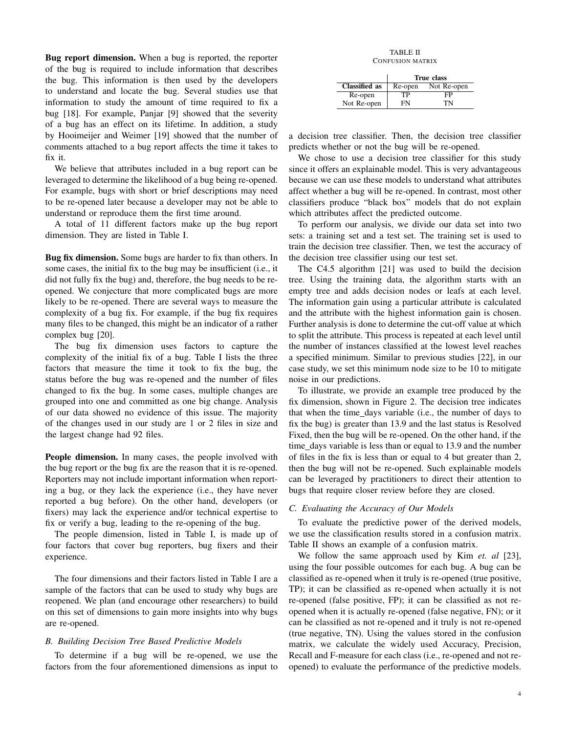**Bug report dimension.** When a bug is reported, the reporter of the bug is required to include information that describes the bug. This information is then used by the developers to understand and locate the bug. Several studies use that information to study the amount of time required to fix a bug [18]. For example, Panjar [9] showed that the severity of a bug has an effect on its lifetime. In addition, a study by Hooimeijer and Weimer [19] showed that the number of comments attached to a bug report affects the time it takes to fix it.

We believe that attributes included in a bug report can be leveraged to determine the likelihood of a bug being re-opened. For example, bugs with short or brief descriptions may need to be re-opened later because a developer may not be able to understand or reproduce them the first time around.

A total of 11 different factors make up the bug report dimension. They are listed in Table I.

**Bug fix dimension.** Some bugs are harder to fix than others. In some cases, the initial fix to the bug may be insufficient (i.e., it did not fully fix the bug) and, therefore, the bug needs to be re-opened. We conjecture that more complicated bugs are more likely to be re-opened. There are several ways to measure the complexity of a bug fix. For example, if the bug fix requires many files to be changed, this might be an indicator of a rather complex bug [20].

The bug fix dimension uses factors to capture the complexity of the initial fix of a bug. Table I lists the three factors that measure the time it took to fix the bug, the status before the bug was re-opened and the number of files changed to fix the bug. In some cases, multiple changes are grouped into one and committed as one big change. Analysis of our data showed no evidence of this issue. The majority of the changes used in our study are 1 or 2 files in size and the largest change had 92 files.

**People dimension.** In many cases, the people involved with the bug report or the bug fix are the reason that it is re-opened. Reporters may not include important information when reporting a bug, or they lack the experience (i.e., they have never reported a bug before). On the other hand, developers (or fixers) may lack the experience and/or technical expertise to fix or verify a bug, leading to the re-opening of the bug.

The people dimension, listed in Table I, is made up of four factors that cover bug reporters, bug fixers and their experience.

The four dimensions and their factors listed in Table I are a sample of the factors that can be used to study why bugs are reopened. We plan (and encourage other researchers) to build on this set of dimensions to gain more insights into why bugs are re-opened.

### B. Building Decision Tree Based Predictive Models

To determine if a bug will be re-opened, we use the factors from the four aforementioned dimensions as input to a decision tree classifier. Then, the decision tree classifier predicts whether or not the bug will be re-opened.

We chose to use a decision tree classifier for this study since it offers an explainable model. This is very advantageous because we can use these models to understand what attributes affect whether a bug will be re-opened. In contrast, most other classifiers produce "black box" models that do not explain which attributes affect the predicted outcome.

To perform our analysis, we divide our data set into two sets: a training set and a test set. The training set is used to train the decision tree classifier. Then, we test the accuracy of the decision tree classifier using our test set.

The C4.5 algorithm [21] was used to build the decision tree. Using the training data, the algorithm starts with an empty tree and adds decision nodes or leafs at each level. The information gain using a particular attribute is calculated and the attribute with the highest information gain is chosen. Further analysis is done to determine the cut-off value at which to split the attribute. This process is repeated at each level until the number of instances classified at the lowest level reaches a specified minimum. Similar to previous studies [22], in our case study, we set this minimum node size to be 10 to mitigate noise in our predictions.

To illustrate, we provide an example tree produced by the fix dimension, shown in Figure 2. The decision tree indicates that when the time_days variable (i.e., the number of days to fix the bug) is greater than 13.9 and the last status is Resolved Fixed, then the bug will be re-opened. On the other hand, if the time_days variable is less than or equal to 13.9 and the number of files in the fix is less than or equal to 4 but greater than 2, then the bug will not be re-opened. Such explainable models can be leveraged by practitioners to direct their attention to bugs that require closer review before they are closed.

### C. Evaluating the Accuracy of Our Models

To evaluate the predictive power of the derived models, we use the classification results stored in a confusion matrix. Table II shows an example of a confusion matrix.

TABLE II
CONFUSION MATRIX

| | True class | |
|---|---|---|
| **Classified as** | Re-open | Not Re-open |
| Re-open | TP | FP |
| Not Re-open | FN | TN |

We follow the same approach used by Kim *et. al* [23], using the four possible outcomes for each bug. A bug can be classified as re-opened when it truly is re-opened (true positive, TP); it can be classified as re-opened when actually it is not re-opened (false positive, FP); it can be classified as not re-opened when it is actually re-opened (false negative, FN); or it can be classified as not re-opened and it truly is not re-opened (true negative, TN). Using the values stored in the confusion matrix, we calculate the widely used Accuracy, Precision, Recall and F-measure for each class (i.e., re-opened and not re-opened) to evaluate the performance of the predictive models.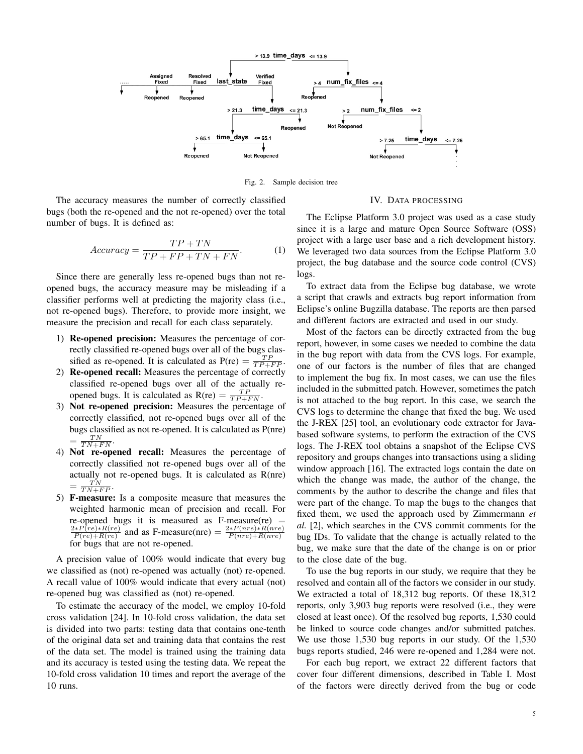Fig. 2. Sample decision tree

The accuracy measures the number of correctly classified bugs (both the re-opened and the not re-opened) over the total number of bugs. It is defined as:

$$Accuracy = \frac{TP + TN}{TP + FP + TN + FN}. \quad (1)$$

Since there are generally less re-opened bugs than not re-opened bugs, the accuracy measure may be misleading if a classifier performs well at predicting the majority class (i.e., not re-opened bugs). Therefore, to provide more insight, we measure the precision and recall for each class separately.

1) **Re-opened precision:** Measures the percentage of correctly classified re-opened bugs over all of the bugs classified as re-opened. It is calculated as P(re) $= \frac{TP}{TP+FP}$.
2) **Re-opened recall:** Measures the percentage of correctly classified re-opened bugs over all of the actually re-opened bugs. It is calculated as R(re) $= \frac{TP}{TP+FN}$.
3) **Not re-opened precision:** Measures the percentage of correctly classified, not re-opened bugs over all of the bugs classified as not re-opened. It is calculated as P(nre) $= \frac{TN}{TN+FN}$.
4) **Not re-opened recall:** Measures the percentage of correctly classified not re-opened bugs over all of the actually not re-opened bugs. It is calculated as R(nre) $= \frac{TN}{TN+FP}$.
5) **F-measure:** Is a composite measure that measures the weighted harmonic mean of precision and recall. For re-opened bugs it is measured as F-measure(re) $= \frac{2*P(re)*R(re)}{P(re)+R(re)}$ and as F-measure(nre) $= \frac{2*P(nre)*R(nre)}{P(nre)+R(nre)}$ for bugs that are not re-opened.

A precision value of 100% would indicate that every bug we classified as (not) re-opened was actually (not) re-opened. A recall value of 100% would indicate that every actual (not) re-opened bug was classified as (not) re-opened.

To estimate the accuracy of the model, we employ 10-fold cross validation [24]. In 10-fold cross validation, the data set is divided into two parts: testing data that contains one-tenth of the original data set and training data that contains the rest of the data set. The model is trained using the training data and its accuracy is tested using the testing data. We repeat the 10-fold cross validation 10 times and report the average of the 10 runs.

## IV. Data processing

The Eclipse Platform 3.0 project was used as a case study since it is a large and mature Open Source Software (OSS) project with a large user base and a rich development history. We leveraged two data sources from the Eclipse Platform 3.0 project, the bug database and the source code control (CVS) logs.

To extract data from the Eclipse bug database, we wrote a script that crawls and extracts bug report information from Eclipse's online Bugzilla database. The reports are then parsed and different factors are extracted and used in our study.

Most of the factors can be directly extracted from the bug report, however, in some cases we needed to combine the data in the bug report with data from the CVS logs. For example, one of our factors is the number of files that are changed to implement the bug fix. In most cases, we can use the files included in the submitted patch. However, sometimes the patch is not attached to the bug report. In this case, we search the CVS logs to determine the change that fixed the bug. We used the J-REX [25] tool, an evolutionary code extractor for Java-based software systems, to perform the extraction of the CVS logs. The J-REX tool obtains a snapshot of the Eclipse CVS repository and groups changes into transactions using a sliding window approach [16]. The extracted logs contain the date on which the change was made, the author of the change, the comments by the author to describe the change and files that were part of the change. To map the bugs to the changes that fixed them, we used the approach used by Zimmermann *et al.* [2], which searches in the CVS commit comments for the bug IDs. To validate that the change is actually related to the bug, we make sure that the date of the change is on or prior to the close date of the bug.

To use the bug reports in our study, we require that they be resolved and contain all of the factors we consider in our study. We extracted a total of 18,312 bug reports. Of these 18,312 reports, only 3,903 bug reports were resolved (i.e., they were closed at least once). Of the resolved bug reports, 1,530 could be linked to source code changes and/or submitted patches. We use those 1,530 bug reports in our study. Of the 1,530 bugs reports studied, 246 were re-opened and 1,284 were not.

For each bug report, we extract 22 different factors that cover four different dimensions, described in Table I. Most of the factors were directly derived from the bug or code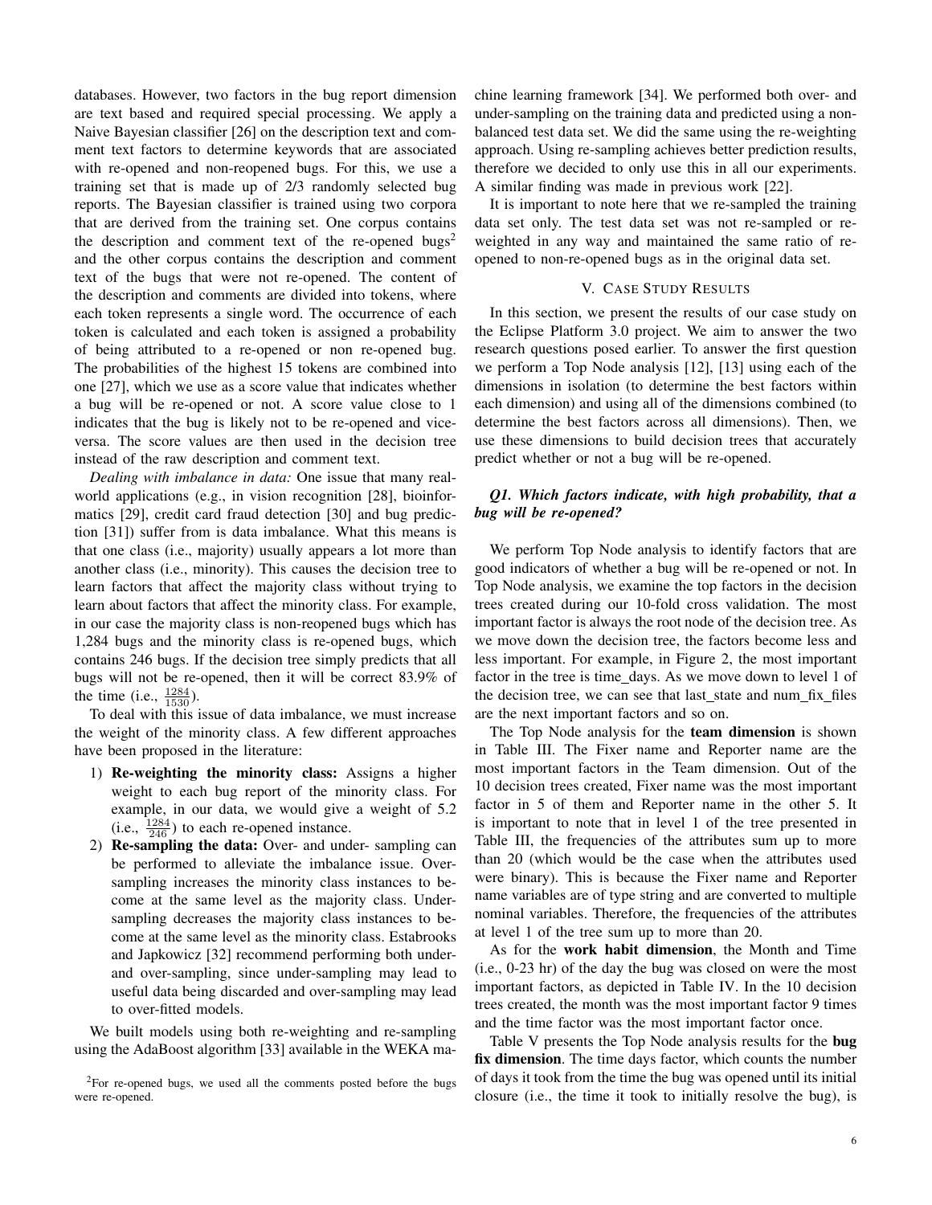databases. However, two factors in the bug report dimension are text based and required special processing. We apply a Naive Bayesian classifier [26] on the description text and comment text factors to determine keywords that are associated with re-opened and non-reopened bugs. For this, we use a training set that is made up of 2/3 randomly selected bug reports. The Bayesian classifier is trained using two corpora that are derived from the training set. One corpus contains the description and comment text of the re-opened bugs[2] and the other corpus contains the description and comment text of the bugs that were not re-opened. The content of the description and comments are divided into tokens, where each token represents a single word. The occurrence of each token is calculated and each token is assigned a probability of being attributed to a re-opened or non re-opened bug. The probabilities of the highest 15 tokens are combined into one [27], which we use as a score value that indicates whether a bug will be re-opened or not. A score value close to 1 indicates that the bug is likely not to be re-opened and vice-versa. The score values are then used in the decision tree instead of the raw description and comment text.

*Dealing with imbalance in data:* One issue that many real-world applications (e.g., in vision recognition [28], bioinformatics [29], credit card fraud detection [30] and bug prediction [31]) suffer from is data imbalance. What this means is that one class (i.e., majority) usually appears a lot more than another class (i.e., minority). This causes the decision tree to learn factors that affect the majority class without trying to learn about factors that affect the minority class. For example, in our case the majority class is non-reopened bugs which has 1,284 bugs and the minority class is re-opened bugs, which contains 246 bugs. If the decision tree simply predicts that all bugs will not be re-opened, then it will be correct 83.9% of the time (i.e., $\frac{1284}{1530}$).

To deal with this issue of data imbalance, we must increase the weight of the minority class. A few different approaches have been proposed in the literature:

1) **Re-weighting the minority class:** Assigns a higher weight to each bug report of the minority class. For example, in our data, we would give a weight of 5.2 (i.e., $\frac{1284}{246}$) to each re-opened instance.
2) **Re-sampling the data:** Over- and under- sampling can be performed to alleviate the imbalance issue. Over-sampling increases the minority class instances to become at the same level as the majority class. Under-sampling decreases the majority class instances to become at the same level as the minority class. Estabrooks and Japkowicz [32] recommend performing both under- and over-sampling, since under-sampling may lead to useful data being discarded and over-sampling may lead to over-fitted models.

We built models using both re-weighting and re-sampling using the AdaBoost algorithm [33] available in the WEKA machine learning framework [34]. We performed both over- and under-sampling on the training data and predicted using a non-balanced test data set. We did the same using the re-weighting approach. Using re-sampling achieves better prediction results, therefore we decided to only use this in all our experiments. A similar finding was made in previous work [22].

It is important to note here that we re-sampled the training data set only. The test data set was not re-sampled or re-weighted in any way and maintained the same ratio of re-opened to non-re-opened bugs as in the original data set.

[2]For re-opened bugs, we used all the comments posted before the bugs were re-opened.

## V. Case Study Results

In this section, we present the results of our case study on the Eclipse Platform 3.0 project. We aim to answer the two research questions posed earlier. To answer the first question we perform a Top Node analysis [12], [13] using each of the dimensions in isolation (to determine the best factors within each dimension) and using all of the dimensions combined (to determine the best factors across all dimensions). Then, we use these dimensions to build decision trees that accurately predict whether or not a bug will be re-opened.

### *Q1. Which factors indicate, with high probability, that a bug will be re-opened?*

We perform Top Node analysis to identify factors that are good indicators of whether a bug will be re-opened or not. In Top Node analysis, we examine the top factors in the decision trees created during our 10-fold cross validation. The most important factor is always the root node of the decision tree. As we move down the decision tree, the factors become less and less important. For example, in Figure 2, the most important factor in the tree is time_days. As we move down to level 1 of the decision tree, we can see that last_state and num_fix_files are the next important factors and so on.

The Top Node analysis for the **team dimension** is shown in Table III. The Fixer name and Reporter name are the most important factors in the Team dimension. Out of the 10 decision trees created, Fixer name was the most important factor in 5 of them and Reporter name in the other 5. It is important to note that in level 1 of the tree presented in Table III, the frequencies of the attributes sum up to more than 20 (which would be the case when the attributes used were binary). This is because the Fixer name and Reporter name variables are of type string and are converted to multiple nominal variables. Therefore, the frequencies of the attributes at level 1 of the tree sum up to more than 20.

As for the **work habit dimension**, the Month and Time (i.e., 0-23 hr) of the day the bug was closed on were the most important factors, as depicted in Table IV. In the 10 decision trees created, the month was the most important factor 9 times and the time factor was the most important factor once.

Table V presents the Top Node analysis results for the **bug fix dimension**. The time days factor, which counts the number of days it took from the time the bug was opened until its initial closure (i.e., the time it took to initially resolve the bug), is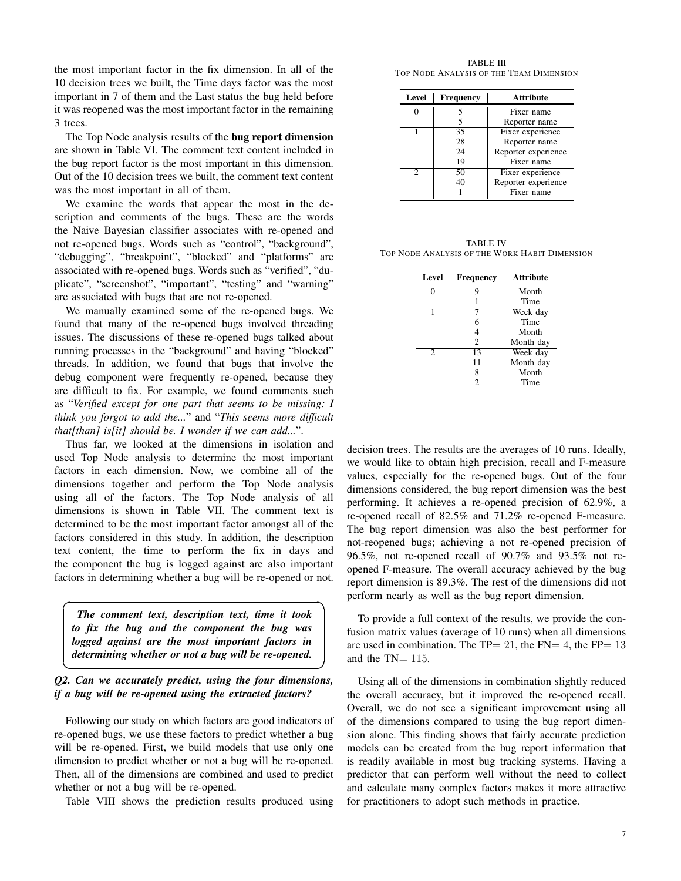the most important factor in the fix dimension. In all of the 10 decision trees we built, the Time days factor was the most important in 7 of them and the Last status the bug held before it was reopened was the most important factor in the remaining 3 trees.

The Top Node analysis results of the **bug report dimension** are shown in Table VI. The comment text content included in the bug report factor is the most important in this dimension. Out of the 10 decision trees we built, the comment text content was the most important in all of them.

We examine the words that appear the most in the description and comments of the bugs. These are the words the Naive Bayesian classifier associates with re-opened and not re-opened bugs. Words such as "control", "background", "debugging", "breakpoint", "blocked" and "platforms" are associated with re-opened bugs. Words such as "verified", "duplicate", "screenshot", "important", "testing" and "warning" are associated with bugs that are not re-opened.

We manually examined some of the re-opened bugs. We found that many of the re-opened bugs involved threading issues. The discussions of these re-opened bugs talked about running processes in the "background" and having "blocked" threads. In addition, we found that bugs that involve the debug component were frequently re-opened, because they are difficult to fix. For example, we found comments such as "*Verified except for one part that seems to be missing: I think you forgot to add the...*" and "*This seems more difficult that[than] is[it] should be. I wonder if we can add...*".

Thus far, we looked at the dimensions in isolation and used Top Node analysis to determine the most important factors in each dimension. Now, we combine all of the dimensions together and perform the Top Node analysis using all of the factors. The Top Node analysis of all dimensions is shown in Table VII. The comment text is determined to be the most important factor amongst all of the factors considered in this study. In addition, the description text content, the time to perform the fix in days and the component the bug is logged against are also important factors in determining whether a bug will be re-opened or not.

> ***The comment text, description text, time it took to fix the bug and the component the bug was logged against are the most important factors in determining whether or not a bug will be re-opened.***

### *Q2. Can we accurately predict, using the four dimensions, if a bug will be re-opened using the extracted factors?*

Following our study on which factors are good indicators of re-opened bugs, we use these factors to predict whether a bug will be re-opened. First, we build models that use only one dimension to predict whether or not a bug will be re-opened. Then, all of the dimensions are combined and used to predict whether or not a bug will be re-opened.

Table VIII shows the prediction results produced using decision trees. The results are the averages of 10 runs. Ideally, we would like to obtain high precision, recall and F-measure values, especially for the re-opened bugs. Out of the four dimensions considered, the bug report dimension was the best performing. It achieves a re-opened precision of 62.9%, a re-opened recall of 82.5% and 71.2% re-opened F-measure. The bug report dimension was also the best performer for not-reopened bugs; achieving a not re-opened precision of 96.5%, not re-opened recall of 90.7% and 93.5% not re-opened F-measure. The overall accuracy achieved by the bug report dimension is 89.3%. The rest of the dimensions did not perform nearly as well as the bug report dimension.

To provide a full context of the results, we provide the confusion matrix values (average of 10 runs) when all dimensions are used in combination. The TP$=21$, the FN$=4$, the FP$=13$ and the TN$=115$.

Using all of the dimensions in combination slightly reduced the overall accuracy, but it improved the re-opened recall. Overall, we do not see a significant improvement using all of the dimensions compared to using the bug report dimension alone. This finding shows that fairly accurate prediction models can be created from the bug report information that is readily available in most bug tracking systems. Having a predictor that can perform well without the need to collect and calculate many complex factors makes it more attractive for practitioners to adopt such methods in practice.

TABLE III
TOP NODE ANALYSIS OF THE TEAM DIMENSION

| Level | Frequency | Attribute |
|---|---|---|
| 0 | 5 | Fixer name |
| | 5 | Reporter name |
| 1 | 35 | Fixer experience |
| | 28 | Reporter name |
| | 24 | Reporter experience |
| | 19 | Fixer name |
| 2 | 50 | Fixer experience |
| | 40 | Reporter experience |
| | 1 | Fixer name |

TABLE IV
TOP NODE ANALYSIS OF THE WORK HABIT DIMENSION

| Level | Frequency | Attribute |
|---|---|---|
| 0 | 9 | Month |
| | 1 | Time |
| 1 | 7 | Week day |
| | 6 | Time |
| | 4 | Month |
| | 2 | Month day |
| 2 | 13 | Week day |
| | 11 | Month day |
| | 8 | Month |
| | 2 | Time |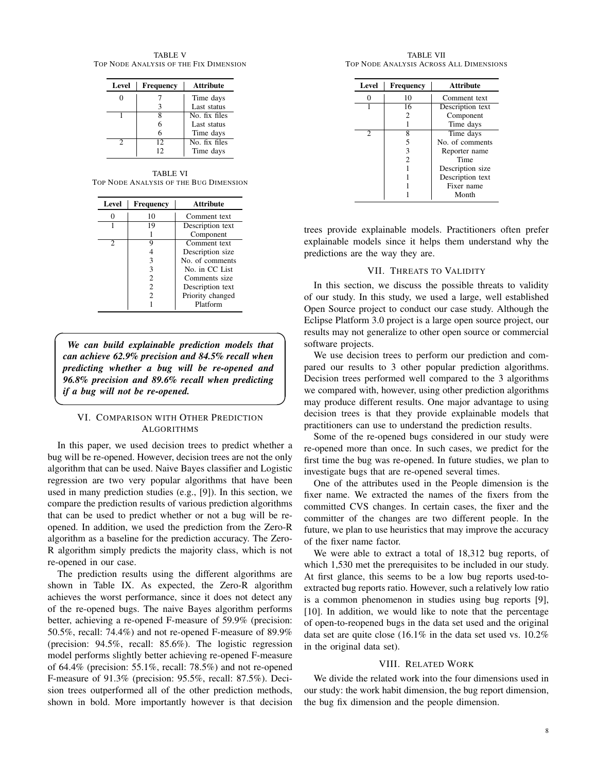TABLE V
TOP NODE ANALYSIS OF THE FIX DIMENSION

| Level | Frequency | Attribute |
|---|---|---|
| 0 | 7 | Time days |
| | 3 | Last status |
| 1 | 8 | No. fix files |
| | 6 | Last status |
| | 6 | Time days |
| 2 | 12 | No. fix files |
| | 12 | Time days |

TABLE VI
TOP NODE ANALYSIS OF THE BUG DIMENSION

| Level | Frequency | Attribute |
|---|---|---|
| 0 | 10 | Comment text |
| 1 | 19 | Description text |
| | 1 | Component |
| 2 | 9 | Comment text |
| | 4 | Description size |
| | 3 | No. of comments |
| | 3 | No. in CC List |
| | 2 | Comments size |
| | 2 | Description text |
| | 2 | Priority changed |
| | 1 | Platform |

***We can build explainable prediction models that can achieve 62.9% precision and 84.5% recall when predicting whether a bug will be re-opened and 96.8% precision and 89.6% recall when predicting if a bug will not be re-opened.***

## VI. Comparison with Other Prediction Algorithms

In this paper, we used decision trees to predict whether a bug will be re-opened. However, decision trees are not the only algorithm that can be used. Naive Bayes classifier and Logistic regression are two very popular algorithms that have been used in many prediction studies (e.g., [9]). In this section, we compare the prediction results of various prediction algorithms that can be used to predict whether or not a bug will be re-opened. In addition, we used the prediction from the Zero-R algorithm as a baseline for the prediction accuracy. The Zero-R algorithm simply predicts the majority class, which is not re-opened in our case.

The prediction results using the different algorithms are shown in Table IX. As expected, the Zero-R algorithm achieves the worst performance, since it does not detect any of the re-opened bugs. The naive Bayes algorithm performs better, achieving a re-opened F-measure of 59.9% (precision: 50.5%, recall: 74.4%) and not re-opened F-measure of 89.9% (precision: 94.5%, recall: 85.6%). The logistic regression model performs slightly better achieving re-opened F-measure of 64.4% (precision: 55.1%, recall: 78.5%) and not re-opened F-measure of 91.3% (precision: 95.5%, recall: 87.5%). Decision trees outperformed all of the other prediction methods, shown in bold. More importantly however is that decision trees provide explainable models. Practitioners often prefer explainable models since it helps them understand why the predictions are the way they are.

TABLE VII
TOP NODE ANALYSIS ACROSS ALL DIMENSIONS

| Level | Frequency | Attribute |
|---|---|---|
| 0 | 10 | Comment text |
| 1 | 16 | Description text |
| | 2 | Component |
| | 1 | Time days |
| 2 | 8 | Time days |
| | 5 | No. of comments |
| | 3 | Reporter name |
| | 2 | Time |
| | 1 | Description size |
| | 1 | Description text |
| | 1 | Fixer name |
| | 1 | Month |

## VII. Threats to Validity

In this section, we discuss the possible threats to validity of our study. In this study, we used a large, well established Open Source project to conduct our case study. Although the Eclipse Platform 3.0 project is a large open source project, our results may not generalize to other open source or commercial software projects.

We use decision trees to perform our prediction and compared our results to 3 other popular prediction algorithms. Decision trees performed well compared to the 3 algorithms we compared with, however, using other prediction algorithms may produce different results. One major advantage to using decision trees is that they provide explainable models that practitioners can use to understand the prediction results.

Some of the re-opened bugs considered in our study were re-opened more than once. In such cases, we predict for the first time the bug was re-opened. In future studies, we plan to investigate bugs that are re-opened several times.

One of the attributes used in the People dimension is the fixer name. We extracted the names of the fixers from the committed CVS changes. In certain cases, the fixer and the committer of the changes are two different people. In the future, we plan to use heuristics that may improve the accuracy of the fixer name factor.

We were able to extract a total of 18,312 bug reports, of which 1,530 met the prerequisites to be included in our study. At first glance, this seems to be a low bug reports used-to-extracted bug reports ratio. However, such a relatively low ratio is a common phenomenon in studies using bug reports [9], [10]. In addition, we would like to note that the percentage of open-to-reopened bugs in the data set used and the original data set are quite close (16.1% in the data set used vs. 10.2% in the original data set).

## VIII. Related Work

We divide the related work into the four dimensions used in our study: the work habit dimension, the bug report dimension, the bug fix dimension and the people dimension.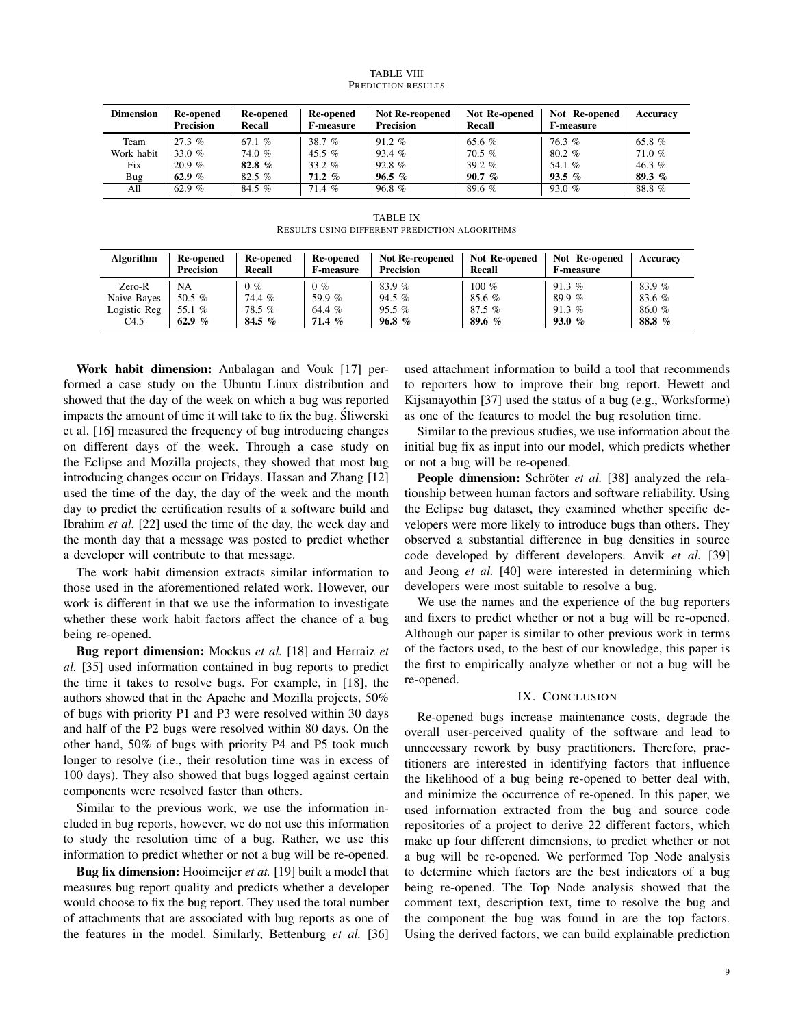TABLE VIII
PREDICTION RESULTS

| Dimension | Re-opened Precision | Re-opened Recall | Re-opened F-measure | Not Re-reopened Precision | Not Re-opened Recall | Not Re-opened F-measure | Accuracy |
|---|---|---|---|---|---|---|---|
| Team | 27.3 % | 67.1 % | 38.7 % | 91.2 % | 65.6 % | 76.3 % | 65.8 % |
| Work habit | 33.0 % | 74.0 % | 45.5 % | 93.4 % | 70.5 % | 80.2 % | 71.0 % |
| Fix | 20.9 % | **82.8 %** | 33.2 % | 92.8 % | 39.2 % | 54.1 % | 46.3 % |
| Bug | **62.9** % | 82.5 % | **71.2 %** | **96.5 %** | **90.7 %** | **93.5 %** | **89.3 %** |
| All | 62.9 % | 84.5 % | 71.4 % | 96.8 % | 89.6 % | 93.0 % | 88.8 % |

TABLE IX
RESULTS USING DIFFERENT PREDICTION ALGORITHMS

| Algorithm | Re-opened Precision | Re-opened Recall | Re-opened F-measure | Not Re-reopened Precision | Not Re-opened Recall | Not Re-opened F-measure | Accuracy |
|---|---|---|---|---|---|---|---|
| Zero-R | NA | 0 % | 0 % | 83.9 % | 100 % | 91.3 % | 83.9 % |
| Naive Bayes | 50.5 % | 74.4 % | 59.9 % | 94.5 % | 85.6 % | 89.9 % | 83.6 % |
| Logistic Reg | 55.1 % | 78.5 % | 64.4 % | 95.5 % | 87.5 % | 91.3 % | 86.0 % |
| C4.5 | **62.9 %** | **84.5 %** | **71.4 %** | **96.8 %** | **89.6 %** | **93.0 %** | **88.8 %** |

**Work habit dimension:** Anbalagan and Vouk [17] performed a case study on the Ubuntu Linux distribution and showed that the day of the week on which a bug was reported impacts the amount of time it will take to fix the bug. Śliwerski et al. [16] measured the frequency of bug introducing changes on different days of the week. Through a case study on the Eclipse and Mozilla projects, they showed that most bug introducing changes occur on Fridays. Hassan and Zhang [12] used the time of the day, the day of the week and the month day to predict the certification results of a software build and Ibrahim *et al.* [22] used the time of the day, the week day and the month day that a message was posted to predict whether a developer will contribute to that message.

The work habit dimension extracts similar information to those used in the aforementioned related work. However, our work is different in that we use the information to investigate whether these work habit factors affect the chance of a bug being re-opened.

**Bug report dimension:** Mockus *et al.* [18] and Herraiz *et al.* [35] used information contained in bug reports to predict the time it takes to resolve bugs. For example, in [18], the authors showed that in the Apache and Mozilla projects, 50% of bugs with priority P1 and P3 were resolved within 30 days and half of the P2 bugs were resolved within 80 days. On the other hand, 50% of bugs with priority P4 and P5 took much longer to resolve (i.e., their resolution time was in excess of 100 days). They also showed that bugs logged against certain components were resolved faster than others.

Similar to the previous work, we use the information included in bug reports, however, we do not use this information to study the resolution time of a bug. Rather, we use this information to predict whether or not a bug will be re-opened.

**Bug fix dimension:** Hooimeijer *et at.* [19] built a model that measures bug report quality and predicts whether a developer would choose to fix the bug report. They used the total number of attachments that are associated with bug reports as one of the features in the model. Similarly, Bettenburg *et al.* [36] used attachment information to build a tool that recommends to reporters how to improve their bug report. Hewett and Kijsanayothin [37] used the status of a bug (e.g., Worksforme) as one of the features to model the bug resolution time.

Similar to the previous studies, we use information about the initial bug fix as input into our model, which predicts whether or not a bug will be re-opened.

**People dimension:** Schröter *et al.* [38] analyzed the relationship between human factors and software reliability. Using the Eclipse bug dataset, they examined whether specific developers were more likely to introduce bugs than others. They observed a substantial difference in bug densities in source code developed by different developers. Anvik *et al.* [39] and Jeong *et al.* [40] were interested in determining which developers were most suitable to resolve a bug.

We use the names and the experience of the bug reporters and fixers to predict whether or not a bug will be re-opened. Although our paper is similar to other previous work in terms of the factors used, to the best of our knowledge, this paper is the first to empirically analyze whether or not a bug will be re-opened.

## IX. CONCLUSION

Re-opened bugs increase maintenance costs, degrade the overall user-perceived quality of the software and lead to unnecessary rework by busy practitioners. Therefore, practitioners are interested in identifying factors that influence the likelihood of a bug being re-opened to better deal with, and minimize the occurrence of re-opened. In this paper, we used information extracted from the bug and source code repositories of a project to derive 22 different factors, which make up four different dimensions, to predict whether or not a bug will be re-opened. We performed Top Node analysis to determine which factors are the best indicators of a bug being re-opened. The Top Node analysis showed that the comment text, description text, time to resolve the bug and the component the bug was found in are the top factors. Using the derived factors, we can build explainable prediction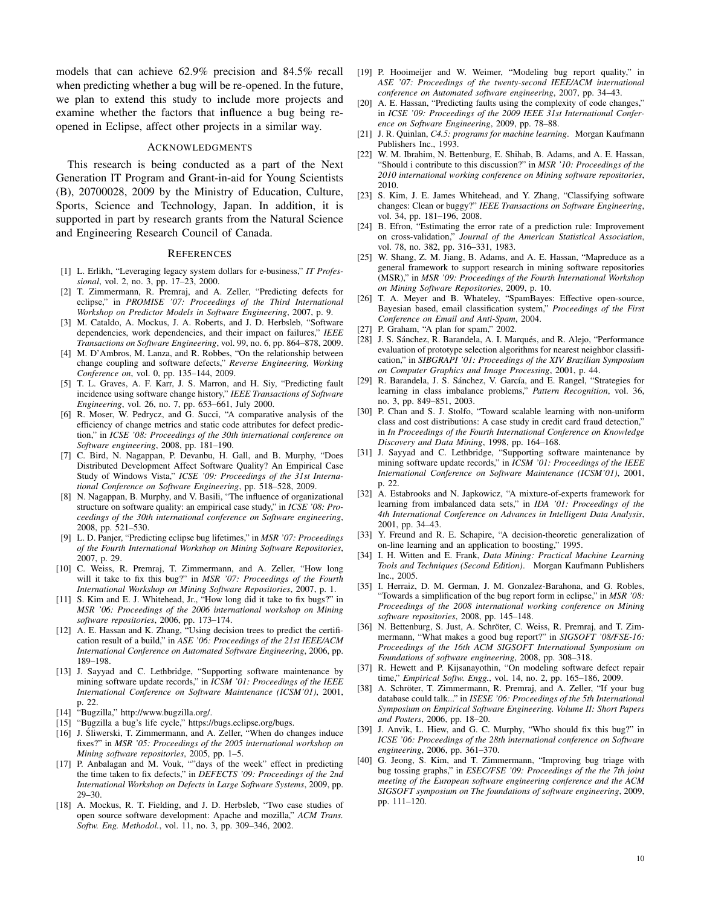models that can achieve 62.9% precision and 84.5% recall when predicting whether a bug will be re-opened. In the future, we plan to extend this study to include more projects and examine whether the factors that influence a bug being re-opened in Eclipse, affect other projects in a similar way.

## Acknowledgments

This research is being conducted as a part of the Next Generation IT Program and Grant-in-aid for Young Scientists (B), 20700028, 2009 by the Ministry of Education, Culture, Sports, Science and Technology, Japan. In addition, it is supported in part by research grants from the Natural Science and Engineering Research Council of Canada.

## References

[1] L. Erlikh, "Leveraging legacy system dollars for e-business," *IT Professional*, vol. 2, no. 3, pp. 17–23, 2000.

[2] T. Zimmermann, R. Premraj, and A. Zeller, "Predicting defects for eclipse," in *PROMISE '07: Proceedings of the Third International Workshop on Predictor Models in Software Engineering*, 2007, p. 9.

[3] M. Cataldo, A. Mockus, J. A. Roberts, and J. D. Herbsleb, "Software dependencies, work dependencies, and their impact on failures," *IEEE Transactions on Software Engineering*, vol. 99, no. 6, pp. 864–878, 2009.

[4] M. D'Ambros, M. Lanza, and R. Robbes, "On the relationship between change coupling and software defects," *Reverse Engineering, Working Conference on*, vol. 0, pp. 135–144, 2009.

[5] T. L. Graves, A. F. Karr, J. S. Marron, and H. Siy, "Predicting fault incidence using software change history," *IEEE Transactions of Software Engineering*, vol. 26, no. 7, pp. 653–661, July 2000.

[6] R. Moser, W. Pedrycz, and G. Succi, "A comparative analysis of the efficiency of change metrics and static code attributes for defect prediction," in *ICSE '08: Proceedings of the 30th international conference on Software engineering*, 2008, pp. 181–190.

[7] C. Bird, N. Nagappan, P. Devanbu, H. Gall, and B. Murphy, "Does Distributed Development Affect Software Quality? An Empirical Case Study of Windows Vista," *ICSE '09: Proceedings of the 31st International Conference on Software Engineering*, pp. 518–528, 2009.

[8] N. Nagappan, B. Murphy, and V. Basili, "The influence of organizational structure on software quality: an empirical case study," in *ICSE '08: Proceedings of the 30th international conference on Software engineering*, 2008, pp. 521–530.

[9] L. D. Panjer, "Predicting eclipse bug lifetimes," in *MSR '07: Proceedings of the Fourth International Workshop on Mining Software Repositories*, 2007, p. 29.

[10] C. Weiss, R. Premraj, T. Zimmermann, and A. Zeller, "How long will it take to fix this bug?" in *MSR '07: Proceedings of the Fourth International Workshop on Mining Software Repositories*, 2007, p. 1.

[11] S. Kim and E. J. Whitehead, Jr., "How long did it take to fix bugs?" in *MSR '06: Proceedings of the 2006 international workshop on Mining software repositories*, 2006, pp. 173–174.

[12] A. E. Hassan and K. Zhang, "Using decision trees to predict the certification result of a build," in *ASE '06: Proceedings of the 21st IEEE/ACM International Conference on Automated Software Engineering*, 2006, pp. 189–198.

[13] J. Sayyad and C. Lethbridge, "Supporting software maintenance by mining software update records," in *ICSM '01: Proceedings of the IEEE International Conference on Software Maintenance (ICSM'01)*, 2001, p. 22.

[14] "Bugzilla," http://www.bugzilla.org/.

[15] "Bugzilla a bug's life cycle," https://bugs.eclipse.org/bugs.

[16] J. Śliwerski, T. Zimmermann, and A. Zeller, "When do changes induce fixes?" in *MSR '05: Proceedings of the 2005 international workshop on Mining software repositories*, 2005, pp. 1–5.

[17] P. Anbalagan and M. Vouk, ""days of the week" effect in predicting the time taken to fix defects," in *DEFECTS '09: Proceedings of the 2nd International Workshop on Defects in Large Software Systems*, 2009, pp. 29–30.

[18] A. Mockus, R. T. Fielding, and J. D. Herbsleb, "Two case studies of open source software development: Apache and mozilla," *ACM Trans. Softw. Eng. Methodol.*, vol. 11, no. 3, pp. 309–346, 2002.

[19] P. Hooimeijer and W. Weimer, "Modeling bug report quality," in *ASE '07: Proceedings of the twenty-second IEEE/ACM international conference on Automated software engineering*, 2007, pp. 34–43.

[20] A. E. Hassan, "Predicting faults using the complexity of code changes," in *ICSE '09: Proceedings of the 2009 IEEE 31st International Conference on Software Engineering*, 2009, pp. 78–88.

[21] J. R. Quinlan, *C4.5: programs for machine learning*. Morgan Kaufmann Publishers Inc., 1993.

[22] W. M. Ibrahim, N. Bettenburg, E. Shihab, B. Adams, and A. E. Hassan, "Should i contribute to this discussion?" in *MSR '10: Proceedings of the 2010 international working conference on Mining software repositories*, 2010.

[23] S. Kim, J. E. James Whitehead, and Y. Zhang, "Classifying software changes: Clean or buggy?" *IEEE Transactions on Software Engineering*, vol. 34, pp. 181–196, 2008.

[24] B. Efron, "Estimating the error rate of a prediction rule: Improvement on cross-validation," *Journal of the American Statistical Association*, vol. 78, no. 382, pp. 316–331, 1983.

[25] W. Shang, Z. M. Jiang, B. Adams, and A. E. Hassan, "Mapreduce as a general framework to support research in mining software repositories (MSR)," in *MSR '09: Proceedings of the Fourth International Workshop on Mining Software Repositories*, 2009, p. 10.

[26] T. A. Meyer and B. Whateley, "SpamBayes: Effective open-source, Bayesian based, email classification system," *Proceedings of the First Conference on Email and Anti-Spam*, 2004.

[27] P. Graham, "A plan for spam," 2002.

[28] J. S. Sánchez, R. Barandela, A. I. Marqués, and R. Alejo, "Performance evaluation of prototype selection algorithms for nearest neighbor classification," in *SIBGRAPI '01: Proceedings of the XIV Brazilian Symposium on Computer Graphics and Image Processing*, 2001, p. 44.

[29] R. Barandela, J. S. Sánchez, V. García, and E. Rangel, "Strategies for learning in class imbalance problems," *Pattern Recognition*, vol. 36, no. 3, pp. 849–851, 2003.

[30] P. Chan and S. J. Stolfo, "Toward scalable learning with non-uniform class and cost distributions: A case study in credit card fraud detection," in *In Proceedings of the Fourth International Conference on Knowledge Discovery and Data Mining*, 1998, pp. 164–168.

[31] J. Sayyad and C. Lethbridge, "Supporting software maintenance by mining software update records," in *ICSM '01: Proceedings of the IEEE International Conference on Software Maintenance (ICSM'01)*, 2001, p. 22.

[32] A. Estabrooks and N. Japkowicz, "A mixture-of-experts framework for learning from imbalanced data sets," in *IDA '01: Proceedings of the 4th International Conference on Advances in Intelligent Data Analysis*, 2001, pp. 34–43.

[33] Y. Freund and R. E. Schapire, "A decision-theoretic generalization of on-line learning and an application to boosting," 1995.

[34] I. H. Witten and E. Frank, *Data Mining: Practical Machine Learning Tools and Techniques (Second Edition)*. Morgan Kaufmann Publishers Inc., 2005.

[35] I. Herraiz, D. M. German, J. M. Gonzalez-Barahona, and G. Robles, "Towards a simplification of the bug report form in eclipse," in *MSR '08: Proceedings of the 2008 international working conference on Mining software repositories*, 2008, pp. 145–148.

[36] N. Bettenburg, S. Just, A. Schröter, C. Weiss, R. Premraj, and T. Zimmermann, "What makes a good bug report?" in *SIGSOFT '08/FSE-16: Proceedings of the 16th ACM SIGSOFT International Symposium on Foundations of software engineering*, 2008, pp. 308–318.

[37] R. Hewett and P. Kijsanayothin, "On modeling software defect repair time," *Empirical Softw. Engg.*, vol. 14, no. 2, pp. 165–186, 2009.

[38] A. Schröter, T. Zimmermann, R. Premraj, and A. Zeller, "If your bug database could talk..." in *ISESE '06: Proceedings of the 5th International Symposium on Empirical Software Engineering. Volume II: Short Papers and Posters*, 2006, pp. 18–20.

[39] J. Anvik, L. Hiew, and G. C. Murphy, "Who should fix this bug?" in *ICSE '06: Proceedings of the 28th international conference on Software engineering*, 2006, pp. 361–370.

[40] G. Jeong, S. Kim, and T. Zimmermann, "Improving bug triage with bug tossing graphs," in *ESEC/FSE '09: Proceedings of the the 7th joint meeting of the European software engineering conference and the ACM SIGSOFT symposium on The foundations of software engineering*, 2009, pp. 111–120.